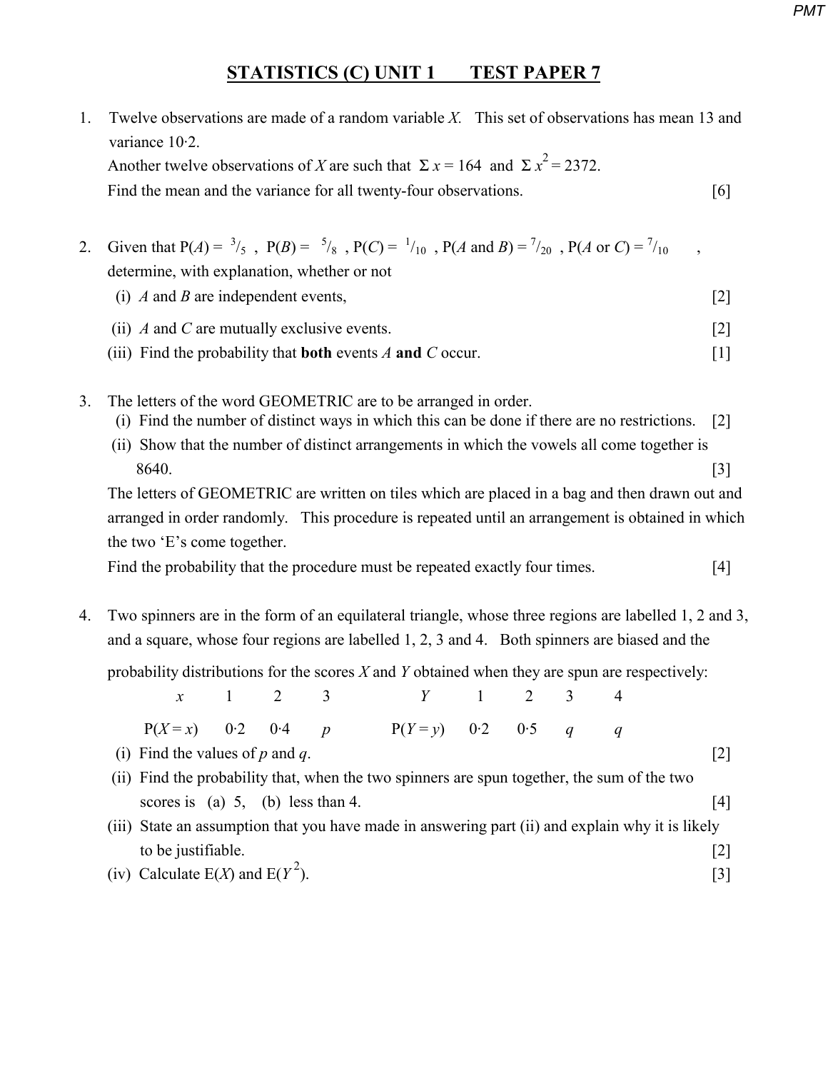# STATISTICS (C) UNIT 1 TEST PAPER 7

1. Twelve observations are made of a random variable $X$. This set of observations has mean 13 and variance 10·2.
   Another twelve observations of $X$ are such that $\Sigma x = 164$ and $\Sigma x^2 = 2372$.
   Find the mean and the variance for all twenty-four observations. [6]

2. Given that $P(A) = {}^3/_5$, $P(B) = {}^5/_8$, $P(C) = {}^1/_{10}$, $P(A \text{ and } B) = {}^7/_{20}$, $P(A \text{ or } C) = {}^7/_{10}$,
   determine, with explanation, whether or not
   (i) $A$ and $B$ are independent events, [2]
   (ii) $A$ and $C$ are mutually exclusive events. [2]
   (iii) Find the probability that **both** events $A$ **and** $C$ occur. [1]

3. The letters of the word GEOMETRIC are to be arranged in order.
   (i) Find the number of distinct ways in which this can be done if there are no restrictions. [2]
   (ii) Show that the number of distinct arrangements in which the vowels all come together is 8640. [3]
   The letters of GEOMETRIC are written on tiles which are placed in a bag and then drawn out and arranged in order randomly. This procedure is repeated until an arrangement is obtained in which the two 'E's come together.
   Find the probability that the procedure must be repeated exactly four times. [4]

4. Two spinners are in the form of an equilateral triangle, whose three regions are labelled 1, 2 and 3, and a square, whose four regions are labelled 1, 2, 3 and 4. Both spinners are biased and the probability distributions for the scores $X$ and $Y$ obtained when they are spun are respectively:

| $x$ | 1 | 2 | 3 |
|---|---|---|---|
| $P(X = x)$ | 0·2 | 0·4 | $p$ |

| $Y$ | 1 | 2 | 3 | 4 |
|---|---|---|---|---|
| $P(Y = y)$ | 0·2 | 0·5 | $q$ | $q$ |

   (i) Find the values of $p$ and $q$. [2]
   (ii) Find the probability that, when the two spinners are spun together, the sum of the two scores is (a) 5, (b) less than 4. [4]
   (iii) State an assumption that you have made in answering part (ii) and explain why it is likely to be justifiable. [2]
   (iv) Calculate $E(X)$ and $E(Y^2)$. [3]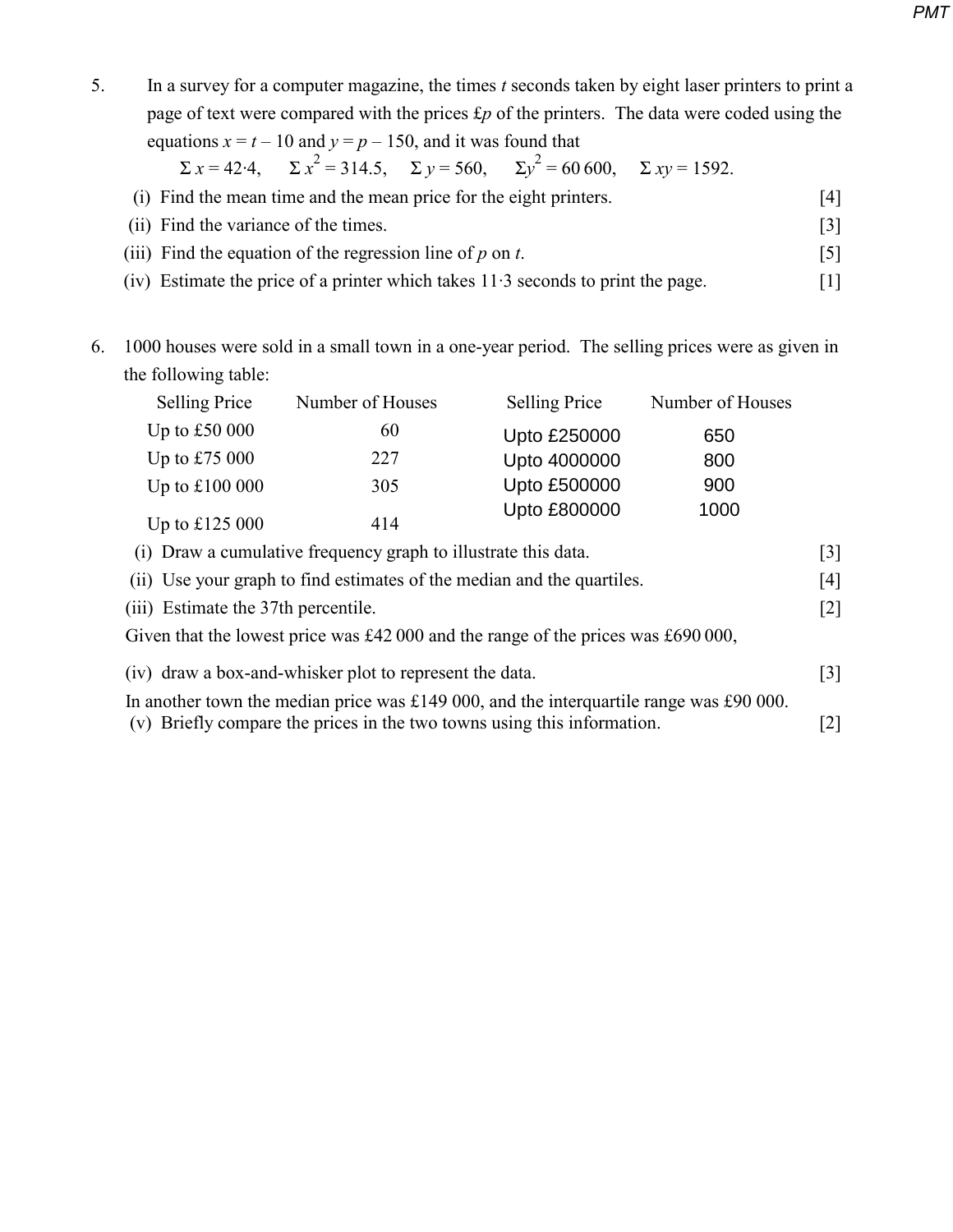5. In a survey for a computer magazine, the times $t$ seconds taken by eight laser printers to print a page of text were compared with the prices £$p$ of the printers. The data were coded using the equations $x = t - 10$ and $y = p - 150$, and it was found that

$$\Sigma x = 42{\cdot}4, \quad \Sigma x^2 = 314.5, \quad \Sigma y = 560, \quad \Sigma y^2 = 60\,600, \quad \Sigma xy = 1592.$$

(i) Find the mean time and the mean price for the eight printers. [4]

(ii) Find the variance of the times. [3]

(iii) Find the equation of the regression line of $p$ on $t$. [5]

(iv) Estimate the price of a printer which takes 11·3 seconds to print the page. [1]

6. 1000 houses were sold in a small town in a one-year period. The selling prices were as given in the following table:

| Selling Price | Number of Houses | Selling Price | Number of Houses |
|---|---|---|---|
| Up to £50 000 | 60 | Upto £250000 | 650 |
| Up to £75 000 | 227 | Upto 4000000 | 800 |
| Up to £100 000 | 305 | Upto £500000 | 900 |
| Up to £125 000 | 414 | Upto £800000 | 1000 |

(i) Draw a cumulative frequency graph to illustrate this data. [3]

(ii) Use your graph to find estimates of the median and the quartiles. [4]

(iii) Estimate the 37th percentile. [2]

Given that the lowest price was £42 000 and the range of the prices was £690 000,

(iv) draw a box-and-whisker plot to represent the data. [3]

In another town the median price was £149 000, and the interquartile range was £90 000.

(v) Briefly compare the prices in the two towns using this information. [2]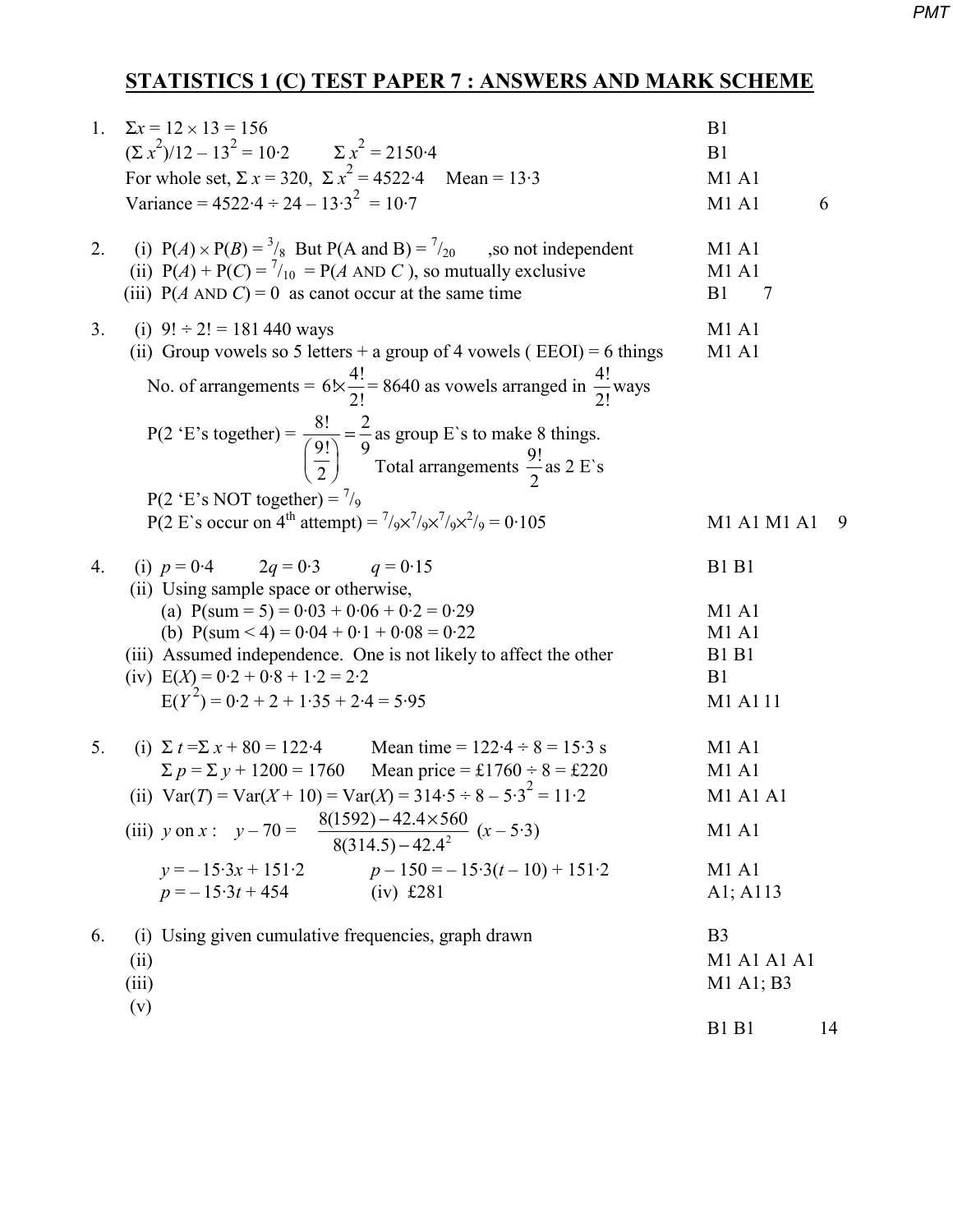## STATISTICS 1 (C) TEST PAPER 7 : ANSWERS AND MARK SCHEME

| | | | |
|---|---|---|---|
| 1. | $\Sigma x = 12 \times 13 = 156$ | B1 | |
| | $(\Sigma x^2)/12 - 13^2 = 10{\cdot}2 \qquad \Sigma x^2 = 2150{\cdot}4$ | B1 | |
| | For whole set, $\Sigma x = 320$, $\Sigma x^2 = 4522{\cdot}4$ Mean = 13·3 | M1 A1 | |
| | Variance = $4522{\cdot}4 \div 24 - 13{\cdot}3^2 = 10{\cdot}7$ | M1 A1 | 6 |
| 2. | (i) $P(A) \times P(B) = {}^3/_8$ But P(A and B) = ${}^7/_{20}$ ,so not independent | M1 A1 | |
| | (ii) $P(A) + P(C) = {}^7/_{10}$ = P(A AND C ), so mutually exclusive | M1 A1 | |
| | (iii) P(A AND C) = 0 as canot occur at the same time | B1 | 7 |
| 3. | (i) $9! \div 2! = 181\,440$ ways | M1 A1 | |
| | (ii) Group vowels so 5 letters + a group of 4 vowels ( EEOI) = 6 things | M1 A1 | |
| | No. of arrangements = $6! \times \frac{4!}{2!} = 8640$ as vowels arranged in $\frac{4!}{2!}$ ways | | |
| | P(2 'E's together) = $\frac{8!}{\left(\frac{9!}{2}\right)} = \frac{2}{9}$ as group E`s to make 8 things. Total arrangements $\frac{9!}{2}$ as 2 E`s | | |
| | P(2 'E's NOT together) = ${}^7/_9$ | | |
| | P(2 E`s occur on 4th attempt) = ${}^7/_9 \times {}^7/_9 \times {}^7/_9 \times {}^2/_9 = 0{\cdot}105$ | M1 A1 M1 A1 | 9 |
| 4. | (i) $p = 0{\cdot}4 \qquad 2q = 0{\cdot}3 \qquad q = 0{\cdot}15$ | B1 B1 | |
| | (ii) Using sample space or otherwise, | | |
| | (a) P(sum = 5) = 0·03 + 0·06 + 0·2 = 0·29 | M1 A1 | |
| | (b) P(sum < 4) = 0·04 + 0·1 + 0·08 = 0·22 | M1 A1 | |
| | (iii) Assumed independence. One is not likely to affect the other | B1 B1 | |
| | (iv) E(X) = 0·2 + 0·8 + 1·2 = 2·2 | B1 | |
| | $E(Y^2)$ = 0·2 + 2 + 1·35 + 2·4 = 5·95 | M1 A1 | 11 |
| 5. | (i) $\Sigma t = \Sigma x + 80 = 122{\cdot}4$ Mean time = 122·4 ÷ 8 = 15·3 s | M1 A1 | |
| | $\Sigma p = \Sigma y + 1200 = 1760$ Mean price = £1760 ÷ 8 = £220 | M1 A1 | |
| | (ii) $\text{Var}(T) = \text{Var}(X + 10) = \text{Var}(X) = 314{\cdot}5 \div 8 - 5{\cdot}3^2 = 11{\cdot}2$ | M1 A1 A1 | |
| | (iii) $y$ on $x$ : $y - 70 = \frac{8(1592) - 42.4 \times 560}{8(314.5) - 42.4^2}(x - 5{\cdot}3)$ | M1 A1 | |
| | $y = -15{\cdot}3x + 151{\cdot}2 \qquad p - 150 = -15{\cdot}3(t - 10) + 151{\cdot}2$ | M1 A1 | |
| | $p = -15{\cdot}3t + 454$ (iv) £281 | A1; A1 | 13 |
| 6. | (i) Using given cumulative frequencies, graph drawn | B3 | |
| | (ii) | M1 A1 A1 A1 | |
| | (iii) | M1 A1; B3 | |
| | (v) | B1 B1 | 14 |